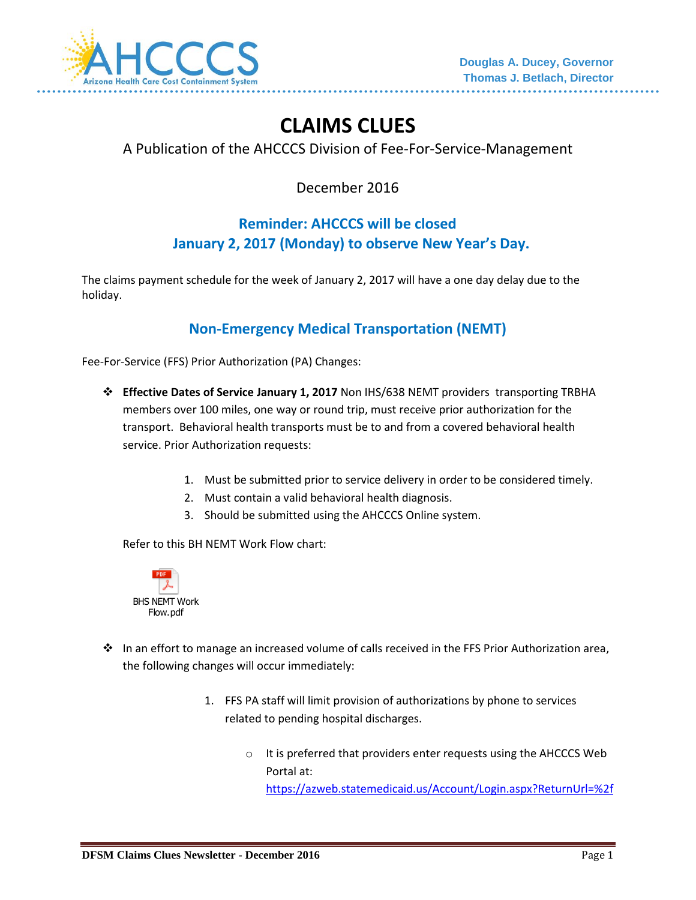Douglas A. Ducey, Governor
Thomas J. Betlach, Director

# CLAIMS CLUES

A Publication of the AHCCCS Division of Fee-For-Service-Management

December 2016

## Reminder: AHCCCS will be closed January 2, 2017 (Monday) to observe New Year's Day.

The claims payment schedule for the week of January 2, 2017 will have a one day delay due to the holiday.

## Non-Emergency Medical Transportation (NEMT)

Fee-For-Service (FFS) Prior Authorization (PA) Changes:

- **Effective Dates of Service January 1, 2017** Non IHS/638 NEMT providers transporting TRBHA members over 100 miles, one way or round trip, must receive prior authorization for the transport. Behavioral health transports must be to and from a covered behavioral health service. Prior Authorization requests:

    1. Must be submitted prior to service delivery in order to be considered timely.
    2. Must contain a valid behavioral health diagnosis.
    3. Should be submitted using the AHCCCS Online system.

    Refer to this BH NEMT Work Flow chart:

    BHS NEMT Work Flow.pdf

- In an effort to manage an increased volume of calls received in the FFS Prior Authorization area, the following changes will occur immediately:

    1. FFS PA staff will limit provision of authorizations by phone to services related to pending hospital discharges.
        - It is preferred that providers enter requests using the AHCCCS Web Portal at: https://azweb.statemedicaid.us/Account/Login.aspx?ReturnUrl=%2f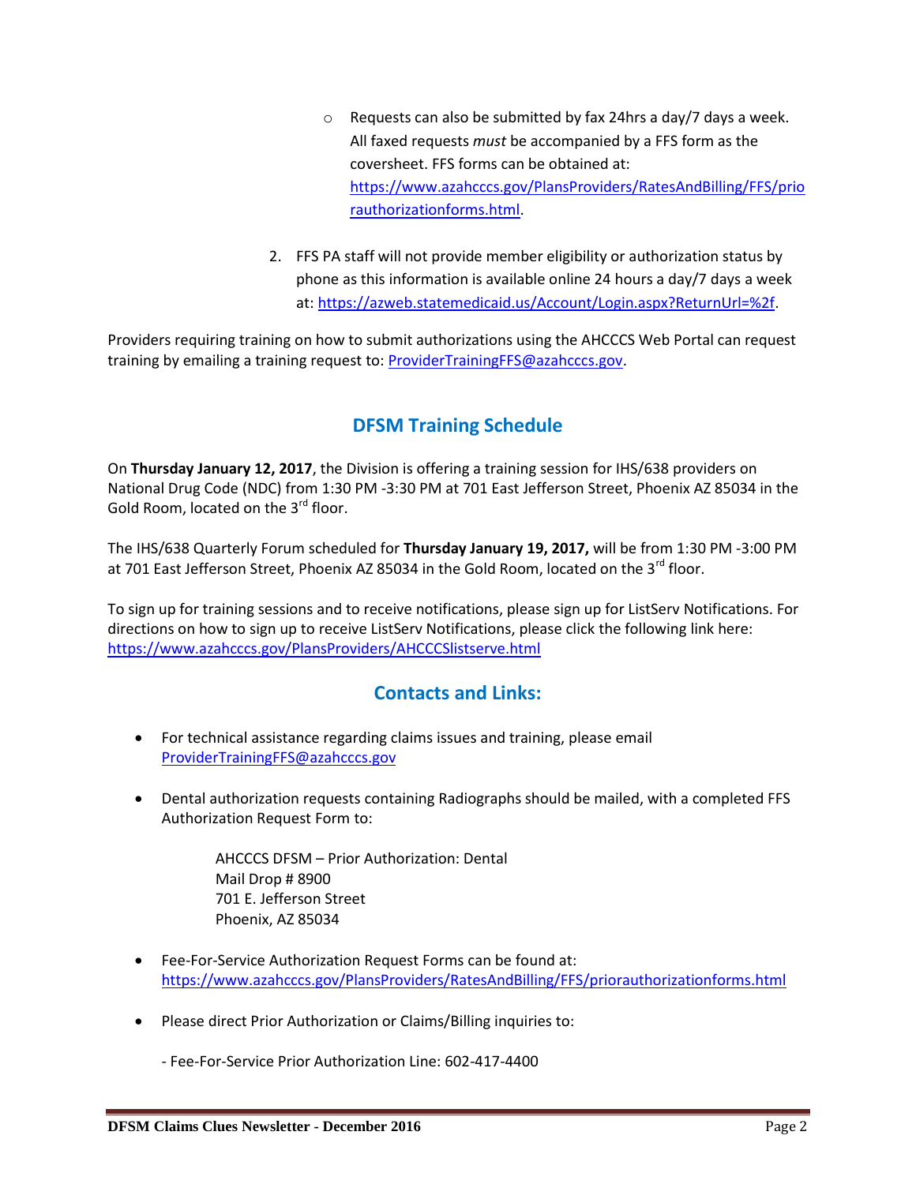- Requests can also be submitted by fax 24hrs a day/7 days a week. All faxed requests *must* be accompanied by a FFS form as the coversheet. FFS forms can be obtained at: https://www.azahcccs.gov/PlansProviders/RatesAndBilling/FFS/priorauthorizationforms.html.

2. FFS PA staff will not provide member eligibility or authorization status by phone as this information is available online 24 hours a day/7 days a week at: https://azweb.statemedicaid.us/Account/Login.aspx?ReturnUrl=%2f.

Providers requiring training on how to submit authorizations using the AHCCCS Web Portal can request training by emailing a training request to: ProviderTrainingFFS@azahcccs.gov.

## DFSM Training Schedule

On **Thursday January 12, 2017**, the Division is offering a training session for IHS/638 providers on National Drug Code (NDC) from 1:30 PM -3:30 PM at 701 East Jefferson Street, Phoenix AZ 85034 in the Gold Room, located on the 3rd floor.

The IHS/638 Quarterly Forum scheduled for **Thursday January 19, 2017,** will be from 1:30 PM -3:00 PM at 701 East Jefferson Street, Phoenix AZ 85034 in the Gold Room, located on the 3rd floor.

To sign up for training sessions and to receive notifications, please sign up for ListServ Notifications. For directions on how to sign up to receive ListServ Notifications, please click the following link here: https://www.azahcccs.gov/PlansProviders/AHCCCSlistserve.html

## Contacts and Links:

- For technical assistance regarding claims issues and training, please email ProviderTrainingFFS@azahcccs.gov

- Dental authorization requests containing Radiographs should be mailed, with a completed FFS Authorization Request Form to:

  AHCCCS DFSM – Prior Authorization: Dental
  Mail Drop # 8900
  701 E. Jefferson Street
  Phoenix, AZ 85034

- Fee-For-Service Authorization Request Forms can be found at: https://www.azahcccs.gov/PlansProviders/RatesAndBilling/FFS/priorauthorizationforms.html

- Please direct Prior Authorization or Claims/Billing inquiries to:

  - Fee-For-Service Prior Authorization Line: 602-417-4400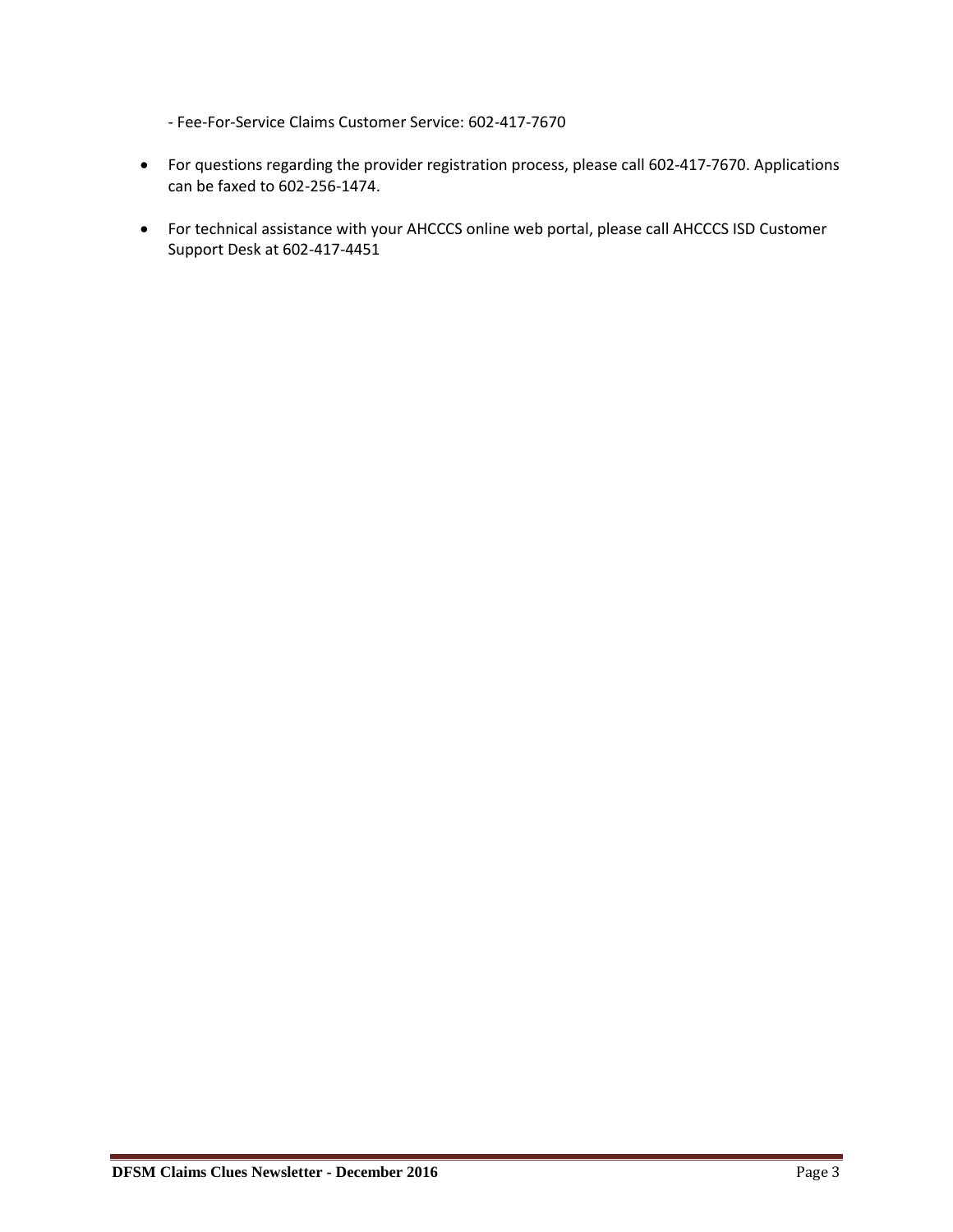- Fee-For-Service Claims Customer Service: 602-417-7670

- For questions regarding the provider registration process, please call 602-417-7670. Applications can be faxed to 602-256-1474.
- For technical assistance with your AHCCCS online web portal, please call AHCCCS ISD Customer Support Desk at 602-417-4451